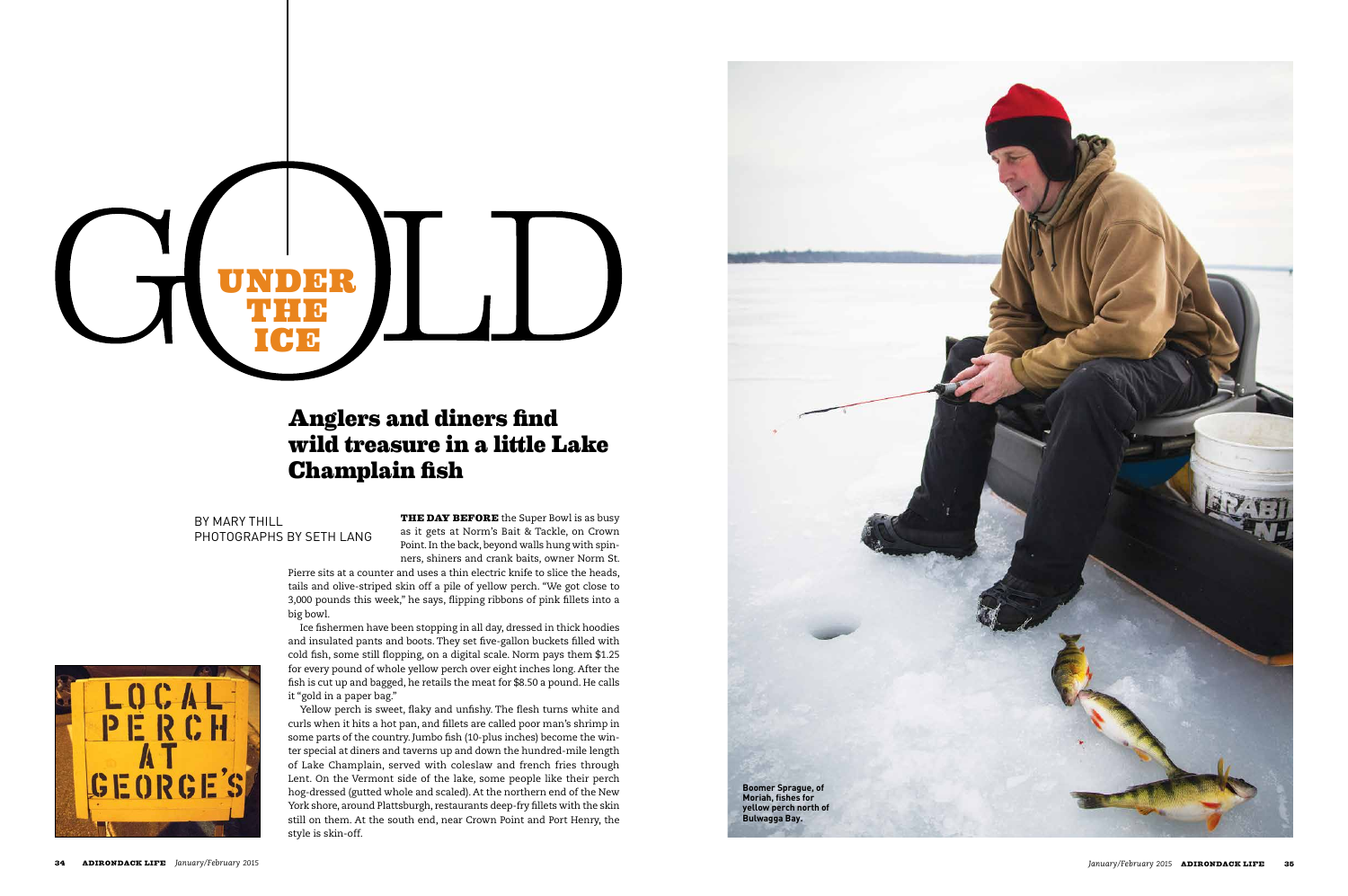# GOLD UNDER THE ICE

## Anglers and diners find wild treasure in a little Lake Champlain fish

BY MARY THILL
PHOTOGRAPHS BY SETH LANG

**THE DAY BEFORE** the Super Bowl is as busy as it gets at Norm's Bait & Tackle, on Crown Point. In the back, beyond walls hung with spinners, shiners and crank baits, owner Norm St. Pierre sits at a counter and uses a thin electric knife to slice the heads, tails and olive-striped skin off a pile of yellow perch. "We got close to 3,000 pounds this week," he says, flipping ribbons of pink fillets into a big bowl.

Ice fishermen have been stopping in all day, dressed in thick hoodies and insulated pants and boots. They set five-gallon buckets filled with cold fish, some still flopping, on a digital scale. Norm pays them $1.25 for every pound of whole yellow perch over eight inches long. After the fish is cut up and bagged, he retails the meat for $8.50 a pound. He calls it "gold in a paper bag."

Yellow perch is sweet, flaky and unfishy. The flesh turns white and curls when it hits a hot pan, and fillets are called poor man's shrimp in some parts of the country. Jumbo fish (10-plus inches) become the winter special at diners and taverns up and down the hundred-mile length of Lake Champlain, served with coleslaw and french fries through Lent. On the Vermont side of the lake, some people like their perch hog-dressed (gutted whole and scaled). At the northern end of the New York shore, around Plattsburgh, restaurants deep-fry fillets with the skin still on them. At the south end, near Crown Point and Port Henry, the style is skin-off.

LOCAL PERCH AT GEORGE'S

**Boomer Sprague, of Moriah, fishes for yellow perch north of Bulwagga Bay.**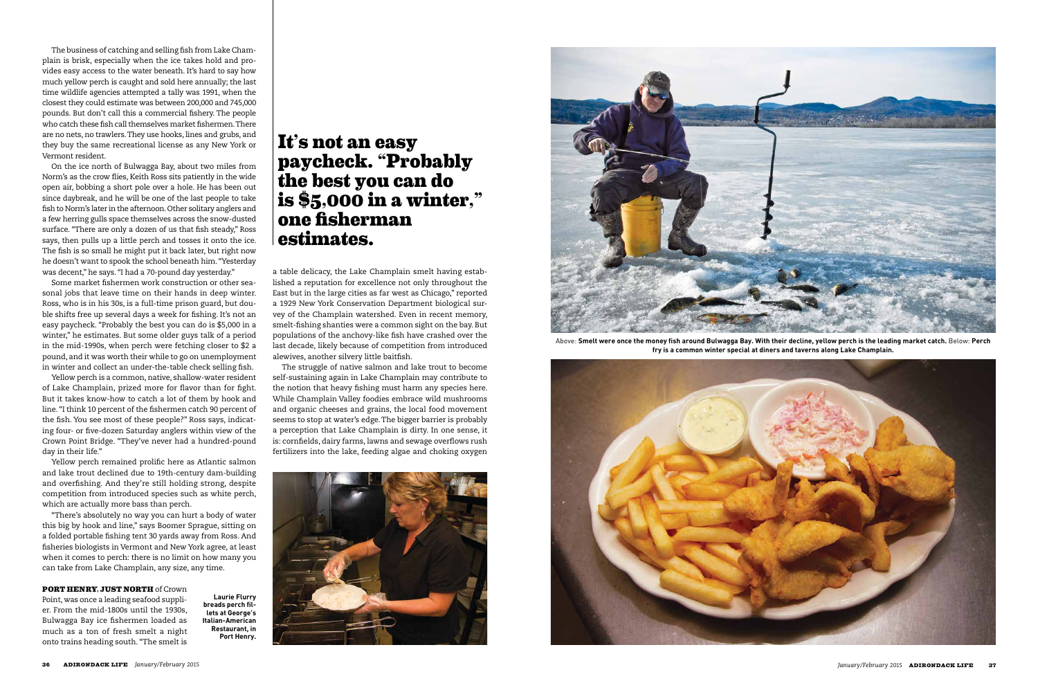The business of catching and selling fish from Lake Champlain is brisk, especially when the ice takes hold and provides easy access to the water beneath. It's hard to say how much yellow perch is caught and sold here annually; the last time wildlife agencies attempted a tally was 1991, when the closest they could estimate was between 200,000 and 745,000 pounds. But don't call this a commercial fishery. The people who catch these fish call themselves market fishermen. There are no nets, no trawlers. They use hooks, lines and grubs, and they buy the same recreational license as any New York or Vermont resident.

On the ice north of Bulwagga Bay, about two miles from Norm's as the crow flies, Keith Ross sits patiently in the wide open air, bobbing a short pole over a hole. He has been out since daybreak, and he will be one of the last people to take fish to Norm's later in the afternoon. Other solitary anglers and a few herring gulls space themselves across the snow-dusted surface. "There are only a dozen of us that fish steady," Ross says, then pulls up a little perch and tosses it onto the ice. The fish is so small he might put it back later, but right now he doesn't want to spook the school beneath him. "Yesterday was decent," he says. "I had a 70-pound day yesterday."

Some market fishermen work construction or other seasonal jobs that leave time on their hands in deep winter. Ross, who is in his 30s, is a full-time prison guard, but double shifts free up several days a week for fishing. It's not an easy paycheck. "Probably the best you can do is $5,000 in a winter," he estimates. But some older guys talk of a period in the mid-1990s, when perch were fetching closer to $2 a pound, and it was worth their while to go on unemployment in winter and collect an under-the-table check selling fish.

Yellow perch is a common, native, shallow-water resident of Lake Champlain, prized more for flavor than for fight. But it takes know-how to catch a lot of them by hook and line. "I think 10 percent of the fishermen catch 90 percent of the fish. You see most of these people?" Ross says, indicating four- or five-dozen Saturday anglers within view of the Crown Point Bridge. "They've never had a hundred-pound day in their life."

Yellow perch remained prolific here as Atlantic salmon and lake trout declined due to 19th-century dam-building and overfishing. And they're still holding strong, despite competition from introduced species such as white perch, which are actually more bass than perch.

"There's absolutely no way you can hurt a body of water this big by hook and line," says Boomer Sprague, sitting on a folded portable fishing tent 30 yards away from Ross. And fisheries biologists in Vermont and New York agree, at least when it comes to perch: there is no limit on how many you can take from Lake Champlain, any size, any time.

## It's not an easy paycheck. "Probably the best you can do is $5,000 in a winter," one fisherman estimates.

**PORT HENRY, JUST NORTH** of Crown Point, was once a leading seafood supplier. From the mid-1800s until the 1930s, Bulwagga Bay ice fishermen loaded as much as a ton of fresh smelt a night onto trains heading south. "The smelt is a table delicacy, the Lake Champlain smelt having established a reputation for excellence not only throughout the East but in the large cities as far west as Chicago," reported a 1929 New York Conservation Department biological survey of the Champlain watershed. Even in recent memory, smelt-fishing shanties were a common sight on the bay. But populations of the anchovy-like fish have crashed over the last decade, likely because of competition from introduced alewives, another silvery little baitfish.

The struggle of native salmon and lake trout to become self-sustaining again in Lake Champlain may contribute to the notion that heavy fishing must harm any species here. While Champlain Valley foodies embrace wild mushrooms and organic cheeses and grains, the local food movement seems to stop at water's edge. The bigger barrier is probably a perception that Lake Champlain is dirty. In one sense, it is: cornfields, dairy farms, lawns and sewage overflows rush fertilizers into the lake, feeding algae and choking oxygen

**Laurie Flurry breads perch fillets at George's Italian-American Restaurant, in Port Henry.**

Above: **Smelt were once the money fish around Bulwagga Bay. With their decline, yellow perch is the leading market catch.** Below: **Perch fry is a common winter special at diners and taverns along Lake Champlain.**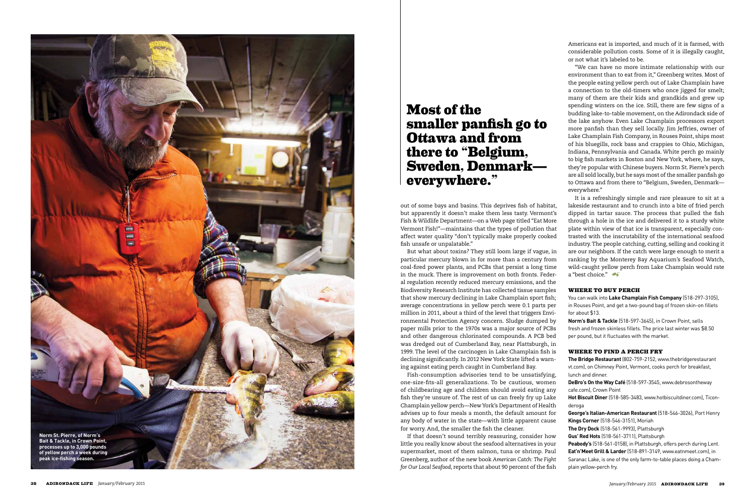Norm St. Pierre, of Norm's Bait & Tackle, in Crown Point, processes up to 3,000 pounds of yellow perch a week during peak ice-fishing season.

## Most of the smaller panfish go to Ottawa and from there to "Belgium, Sweden, Denmark—everywhere."

out of some bays and basins. This deprives fish of habitat, but apparently it doesn't make them less tasty. Vermont's Fish & Wildlife Department—on a Web page titled "Eat More Vermont Fish!"—maintains that the types of pollution that affect water quality "don't typically make properly cooked fish unsafe or unpalatable."

But what about toxins? They still loom large if vague, in particular mercury blown in for more than a century from coal-fired power plants, and PCBs that persist a long time in the muck. There is improvement on both fronts. Federal regulation recently reduced mercury emissions, and the Biodiversity Research Institute has collected tissue samples that show mercury declining in Lake Champlain sport fish; average concentrations in yellow perch were 0.1 parts per million in 2011, about a third of the level that triggers Environmental Protection Agency concern. Sludge dumped by paper mills prior to the 1970s was a major source of PCBs and other dangerous chlorinated compounds. A PCB bed was dredged out of Cumberland Bay, near Plattsburgh, in 1999. The level of the carcinogen in Lake Champlain fish is declining significantly. In 2012 New York State lifted a warning against eating perch caught in Cumberland Bay.

Fish-consumption advisories tend to be unsatisfying, one-size-fits-all generalizations. To be cautious, women of childbearing age and children should avoid eating any fish they're unsure of. The rest of us can freely fry up Lake Champlain yellow perch—New York's Department of Health advises up to four meals a month, the default amount for any body of water in the state—with little apparent cause for worry. And, the smaller the fish the cleaner.

If that doesn't sound terribly reassuring, consider how little you really know about the seafood alternatives in your supermarket, most of them salmon, tuna or shrimp. Paul Greenberg, author of the new book *American Catch: The Fight for Our Local Seafood*, reports that about 90 percent of the fish Americans eat is imported, and much of it is farmed, with considerable pollution costs. Some of it is illegally caught, or not what it's labeled to be.

"We can have no more intimate relationship with our environment than to eat from it," Greenberg writes. Most of the people eating yellow perch out of Lake Champlain have a connection to the old-timers who once jigged for smelt; many of them are their kids and grandkids and grew up spending winters on the ice. Still, there are few signs of a budding lake-to-table movement, on the Adirondack side of the lake anyhow. Even Lake Champlain processors export more panfish than they sell locally. Jim Jeffries, owner of Lake Champlain Fish Company, in Rouses Point, ships most of his bluegills, rock bass and crappies to Ohio, Michigan, Indiana, Pennsylvania and Canada. White perch go mainly to big fish markets in Boston and New York, where, he says, they're popular with Chinese buyers. Norm St. Pierre's perch are all sold locally, but he says most of the smaller panfish go to Ottawa and from there to "Belgium, Sweden, Denmark—everywhere."

It is a refreshingly simple and rare pleasure to sit at a lakeside restaurant and to crunch into a bite of fried perch dipped in tartar sauce. The process that pulled the fish through a hole in the ice and delivered it to a sturdy white plate within view of that ice is transparent, especially contrasted with the inscrutability of the international seafood industry. The people catching, cutting, selling and cooking it are our neighbors. If the catch were large enough to merit a ranking by the Monterey Bay Aquarium's Seafood Watch, wild-caught yellow perch from Lake Champlain would rate a "best choice."

### WHERE TO BUY PERCH

You can walk into **Lake Champlain Fish Company** (518-297-3105), in Rouses Point, and get a two-pound bag of frozen skin-on fillets for about $13.

**Norm's Bait & Tackle** (518-597-3645), in Crown Point, sells fresh and frozen skinless fillets. The price last winter was $8.50 per pound, but it fluctuates with the market.

### WHERE TO FIND A PERCH FRY

**The Bridge Restaurant** (802-759-2152, www.thebridgerestaurantvt.com), on Chimney Point, Vermont, cooks perch for breakfast, lunch and dinner.

**DeBro's On the Way Café** (518-597-3545, www.debrosontheway cafe.com), Crown Point

**Hot Biscuit Diner** (518-585-3483, www.hotbiscuitdiner.com), Ticonderoga

**George's Italian-American Restaurant** (518-546-3026), Port Henry

**Kings Corner** (518-546-3151), Moriah

**The Dry Dock** (518-561-9993), Plattsburgh

**Gus' Red Hots** (518-561-3711), Plattsburgh

**Peabody's** (518-561-0158), in Plattsburgh, offers perch during Lent.

**Eat'n'Meet Grill & Larder** (518-891-3149, www.eatnmeet.com), in Saranac Lake, is one of the only farm-to-table places doing a Champlain yellow-perch fry.